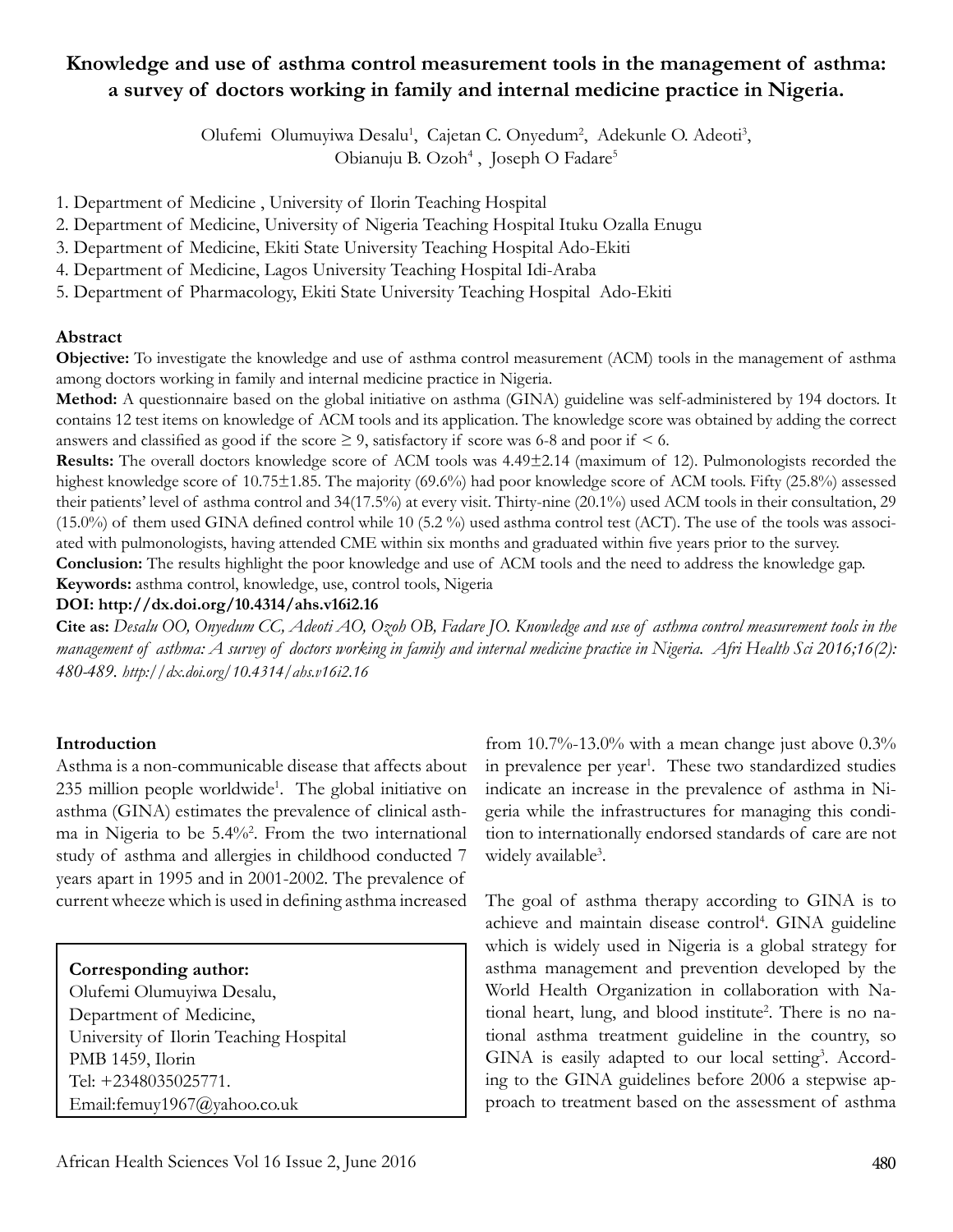# Knowledge and use of asthma control measurement tools in the management of asthma: a survey of doctors working in family and internal medicine practice in Nigeria.

Olufemi Olumuyiwa Desalu[1], Cajetan C. Onyedum[2], Adekunle O. Adeoti[3], Obianuju B. Ozoh[4], Joseph O Fadare[5]

1. Department of Medicine , University of Ilorin Teaching Hospital
2. Department of Medicine, University of Nigeria Teaching Hospital Ituku Ozalla Enugu
3. Department of Medicine, Ekiti State University Teaching Hospital Ado-Ekiti
4. Department of Medicine, Lagos University Teaching Hospital Idi-Araba
5. Department of Pharmacology, Ekiti State University Teaching Hospital Ado-Ekiti

## Abstract

**Objective:** To investigate the knowledge and use of asthma control measurement (ACM) tools in the management of asthma among doctors working in family and internal medicine practice in Nigeria.

**Method:** A questionnaire based on the global initiative on asthma (GINA) guideline was self-administered by 194 doctors. It contains 12 test items on knowledge of ACM tools and its application. The knowledge score was obtained by adding the correct answers and classified as good if the score $\geq 9$, satisfactory if score was 6-8 and poor if $< 6$.

**Results:** The overall doctors knowledge score of ACM tools was $4.49 \pm 2.14$ (maximum of 12). Pulmonologists recorded the highest knowledge score of $10.75 \pm 1.85$. The majority (69.6%) had poor knowledge score of ACM tools. Fifty (25.8%) assessed their patients' level of asthma control and 34(17.5%) at every visit. Thirty-nine (20.1%) used ACM tools in their consultation, 29 (15.0%) of them used GINA defined control while 10 (5.2 %) used asthma control test (ACT). The use of the tools was associated with pulmonologists, having attended CME within six months and graduated within five years prior to the survey.

**Conclusion:** The results highlight the poor knowledge and use of ACM tools and the need to address the knowledge gap.

**Keywords:** asthma control, knowledge, use, control tools, Nigeria

**DOI: http://dx.doi.org/10.4314/ahs.v16i2.16**

**Cite as:** *Desalu OO, Onyedum CC, Adeoti AO, Ozoh OB, Fadare JO. Knowledge and use of asthma control measurement tools in the management of asthma: A survey of doctors working in family and internal medicine practice in Nigeria. Afri Health Sci 2016;16(2): 480-489. http://dx.doi.org/10.4314/ahs.v16i2.16*

## Introduction

Asthma is a non-communicable disease that affects about 235 million people worldwide[1]. The global initiative on asthma (GINA) estimates the prevalence of clinical asthma in Nigeria to be 5.4%[2]. From the two international study of asthma and allergies in childhood conducted 7 years apart in 1995 and in 2001-2002. The prevalence of current wheeze which is used in defining asthma increased from 10.7%-13.0% with a mean change just above 0.3% in prevalence per year[1]. These two standardized studies indicate an increase in the prevalence of asthma in Nigeria while the infrastructures for managing this condition to internationally endorsed standards of care are not widely available[3].

The goal of asthma therapy according to GINA is to achieve and maintain disease control[4]. GINA guideline which is widely used in Nigeria is a global strategy for asthma management and prevention developed by the World Health Organization in collaboration with National heart, lung, and blood institute[2]. There is no national asthma treatment guideline in the country, so GINA is easily adapted to our local setting[3]. According to the GINA guidelines before 2006 a stepwise approach to treatment based on the assessment of asthma

**Corresponding author:**
Olufemi Olumuyiwa Desalu,
Department of Medicine,
University of Ilorin Teaching Hospital
PMB 1459, Ilorin
Tel: +2348035025771.
Email:femuy1967@yahoo.co.uk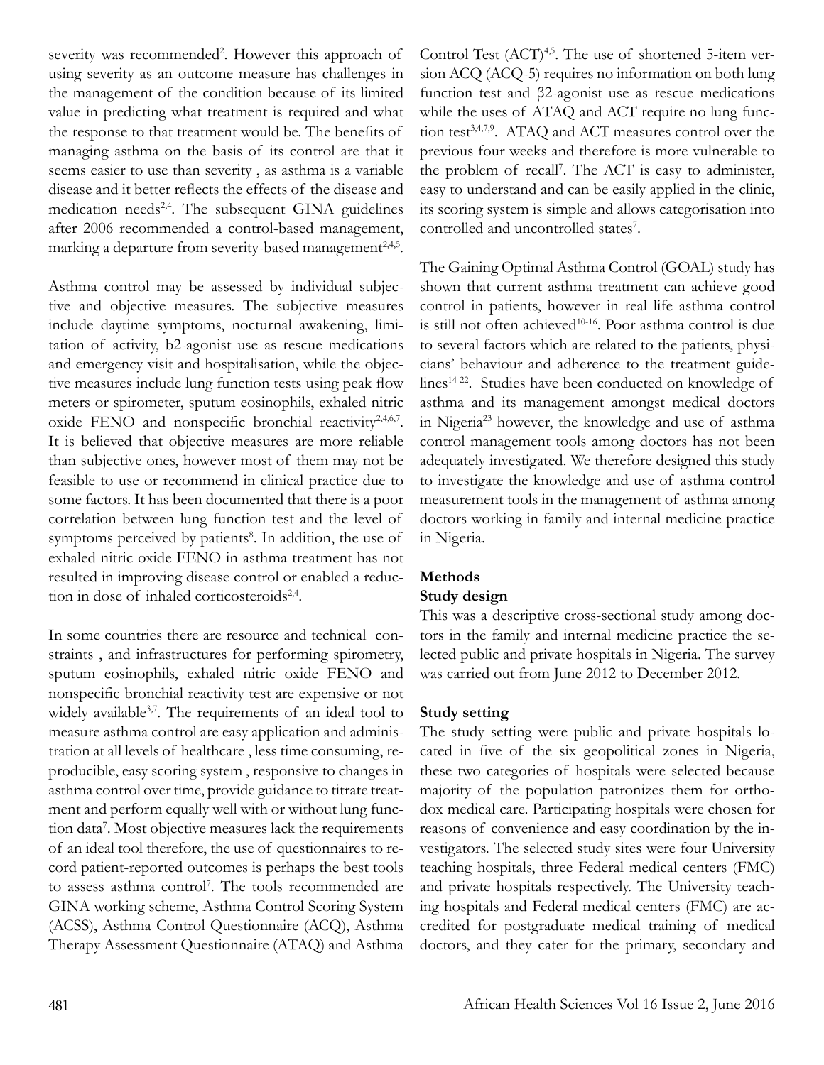severity was recommended[2]. However this approach of using severity as an outcome measure has challenges in the management of the condition because of its limited value in predicting what treatment is required and what the response to that treatment would be. The benefits of managing asthma on the basis of its control are that it seems easier to use than severity , as asthma is a variable disease and it better reflects the effects of the disease and medication needs[2,4]. The subsequent GINA guidelines after 2006 recommended a control-based management, marking a departure from severity-based management[2,4,5].

Asthma control may be assessed by individual subjective and objective measures. The subjective measures include daytime symptoms, nocturnal awakening, limitation of activity, b2-agonist use as rescue medications and emergency visit and hospitalisation, while the objective measures include lung function tests using peak flow meters or spirometer, sputum eosinophils, exhaled nitric oxide FENO and nonspecific bronchial reactivity[2,4,6,7]. It is believed that objective measures are more reliable than subjective ones, however most of them may not be feasible to use or recommend in clinical practice due to some factors. It has been documented that there is a poor correlation between lung function test and the level of symptoms perceived by patients[8]. In addition, the use of exhaled nitric oxide FENO in asthma treatment has not resulted in improving disease control or enabled a reduction in dose of inhaled corticosteroids[2,4].

In some countries there are resource and technical constraints , and infrastructures for performing spirometry, sputum eosinophils, exhaled nitric oxide FENO and nonspecific bronchial reactivity test are expensive or not widely available[3,7]. The requirements of an ideal tool to measure asthma control are easy application and administration at all levels of healthcare , less time consuming, reproducible, easy scoring system , responsive to changes in asthma control over time, provide guidance to titrate treatment and perform equally well with or without lung function data[7]. Most objective measures lack the requirements of an ideal tool therefore, the use of questionnaires to record patient-reported outcomes is perhaps the best tools to assess asthma control[7]. The tools recommended are GINA working scheme, Asthma Control Scoring System (ACSS), Asthma Control Questionnaire (ACQ), Asthma Therapy Assessment Questionnaire (ATAQ) and Asthma Control Test (ACT)[4,5]. The use of shortened 5-item version ACQ (ACQ-5) requires no information on both lung function test and β2-agonist use as rescue medications while the uses of ATAQ and ACT require no lung function test[3,4,7,9]. ATAQ and ACT measures control over the previous four weeks and therefore is more vulnerable to the problem of recall[7]. The ACT is easy to administer, easy to understand and can be easily applied in the clinic, its scoring system is simple and allows categorisation into controlled and uncontrolled states[7].

The Gaining Optimal Asthma Control (GOAL) study has shown that current asthma treatment can achieve good control in patients, however in real life asthma control is still not often achieved[10-16]. Poor asthma control is due to several factors which are related to the patients, physicians' behaviour and adherence to the treatment guidelines[14-22]. Studies have been conducted on knowledge of asthma and its management amongst medical doctors in Nigeria[23] however, the knowledge and use of asthma control management tools among doctors has not been adequately investigated. We therefore designed this study to investigate the knowledge and use of asthma control measurement tools in the management of asthma among doctors working in family and internal medicine practice in Nigeria.

## Methods

### Study design

This was a descriptive cross-sectional study among doctors in the family and internal medicine practice the selected public and private hospitals in Nigeria. The survey was carried out from June 2012 to December 2012.

### Study setting

The study setting were public and private hospitals located in five of the six geopolitical zones in Nigeria, these two categories of hospitals were selected because majority of the population patronizes them for orthodox medical care. Participating hospitals were chosen for reasons of convenience and easy coordination by the investigators. The selected study sites were four University teaching hospitals, three Federal medical centers (FMC) and private hospitals respectively. The University teaching hospitals and Federal medical centers (FMC) are accredited for postgraduate medical training of medical doctors, and they cater for the primary, secondary and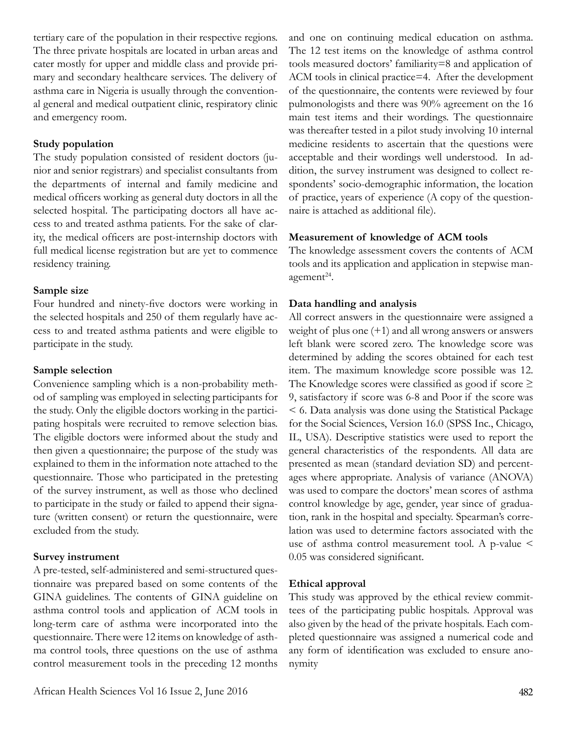tertiary care of the population in their respective regions. The three private hospitals are located in urban areas and cater mostly for upper and middle class and provide primary and secondary healthcare services. The delivery of asthma care in Nigeria is usually through the conventional general and medical outpatient clinic, respiratory clinic and emergency room.

### Study population

The study population consisted of resident doctors (junior and senior registrars) and specialist consultants from the departments of internal and family medicine and medical officers working as general duty doctors in all the selected hospital. The participating doctors all have access to and treated asthma patients. For the sake of clarity, the medical officers are post-internship doctors with full medical license registration but are yet to commence residency training.

### Sample size

Four hundred and ninety-five doctors were working in the selected hospitals and 250 of them regularly have access to and treated asthma patients and were eligible to participate in the study.

### Sample selection

Convenience sampling which is a non-probability method of sampling was employed in selecting participants for the study. Only the eligible doctors working in the participating hospitals were recruited to remove selection bias. The eligible doctors were informed about the study and then given a questionnaire; the purpose of the study was explained to them in the information note attached to the questionnaire. Those who participated in the pretesting of the survey instrument, as well as those who declined to participate in the study or failed to append their signature (written consent) or return the questionnaire, were excluded from the study.

### Survey instrument

A pre-tested, self-administered and semi-structured questionnaire was prepared based on some contents of the GINA guidelines. The contents of GINA guideline on asthma control tools and application of ACM tools in long-term care of asthma were incorporated into the questionnaire. There were 12 items on knowledge of asthma control tools, three questions on the use of asthma control measurement tools in the preceding 12 months and one on continuing medical education on asthma. The 12 test items on the knowledge of asthma control tools measured doctors' familiarity=8 and application of ACM tools in clinical practice=4. After the development of the questionnaire, the contents were reviewed by four pulmonologists and there was 90% agreement on the 16 main test items and their wordings. The questionnaire was thereafter tested in a pilot study involving 10 internal medicine residents to ascertain that the questions were acceptable and their wordings well understood. In addition, the survey instrument was designed to collect respondents' socio-demographic information, the location of practice, years of experience (A copy of the questionnaire is attached as additional file).

### Measurement of knowledge of ACM tools

The knowledge assessment covers the contents of ACM tools and its application and application in stepwise management[24].

### Data handling and analysis

All correct answers in the questionnaire were assigned a weight of plus one (+1) and all wrong answers or answers left blank were scored zero. The knowledge score was determined by adding the scores obtained for each test item. The maximum knowledge score possible was 12. The Knowledge scores were classified as good if score $\geq$ 9, satisfactory if score was 6-8 and Poor if the score was $< 6$. Data analysis was done using the Statistical Package for the Social Sciences, Version 16.0 (SPSS Inc., Chicago, IL, USA). Descriptive statistics were used to report the general characteristics of the respondents. All data are presented as mean (standard deviation SD) and percentages where appropriate. Analysis of variance (ANOVA) was used to compare the doctors' mean scores of asthma control knowledge by age, gender, year since of graduation, rank in the hospital and specialty. Spearman's correlation was used to determine factors associated with the use of asthma control measurement tool. A p-value $< 0.05$ was considered significant.

### Ethical approval

This study was approved by the ethical review committees of the participating public hospitals. Approval was also given by the head of the private hospitals. Each completed questionnaire was assigned a numerical code and any form of identification was excluded to ensure anonymity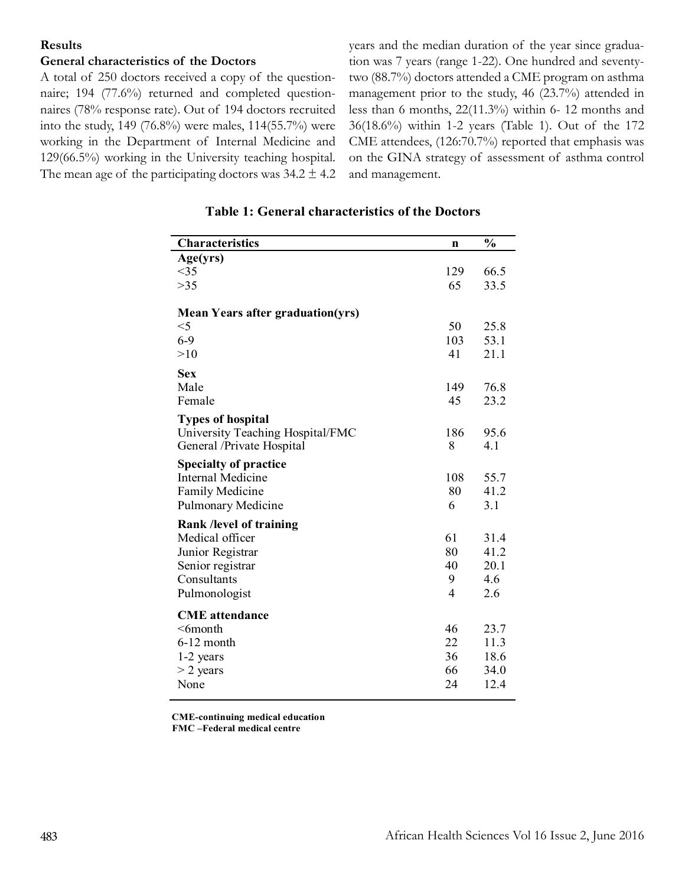## Results

### General characteristics of the Doctors

A total of 250 doctors received a copy of the questionnaire; 194 (77.6%) returned and completed questionnaires (78% response rate). Out of 194 doctors recruited into the study, 149 (76.8%) were males, 114(55.7%) were working in the Department of Internal Medicine and 129(66.5%) working in the University teaching hospital. The mean age of the participating doctors was 34.2 ± 4.2 years and the median duration of the year since graduation was 7 years (range 1-22). One hundred and seventy-two (88.7%) doctors attended a CME program on asthma management prior to the study, 46 (23.7%) attended in less than 6 months, 22(11.3%) within 6- 12 months and 36(18.6%) within 1-2 years (Table 1). Out of the 172 CME attendees, (126:70.7%) reported that emphasis was on the GINA strategy of assessment of asthma control and management.

**Table 1: General characteristics of the Doctors**

| Characteristics | n | % |
|---|---|---|
| **Age(yrs)** | | |
| <35 | 129 | 66.5 |
| >35 | 65 | 33.5 |
| **Mean Years after graduation(yrs)** | | |
| <5 | 50 | 25.8 |
| 6-9 | 103 | 53.1 |
| >10 | 41 | 21.1 |
| **Sex** | | |
| Male | 149 | 76.8 |
| Female | 45 | 23.2 |
| **Types of hospital** | | |
| University Teaching Hospital/FMC | 186 | 95.6 |
| General /Private Hospital | 8 | 4.1 |
| **Specialty of practice** | | |
| Internal Medicine | 108 | 55.7 |
| Family Medicine | 80 | 41.2 |
| Pulmonary Medicine | 6 | 3.1 |
| **Rank /level of training** | | |
| Medical officer | 61 | 31.4 |
| Junior Registrar | 80 | 41.2 |
| Senior registrar | 40 | 20.1 |
| Consultants | 9 | 4.6 |
| Pulmonologist | 4 | 2.6 |
| **CME attendance** | | |
| <6month | 46 | 23.7 |
| 6-12 month | 22 | 11.3 |
| 1-2 years | 36 | 18.6 |
| > 2 years | 66 | 34.0 |
| None | 24 | 12.4 |

**CME-continuing medical education**
**FMC –Federal medical centre**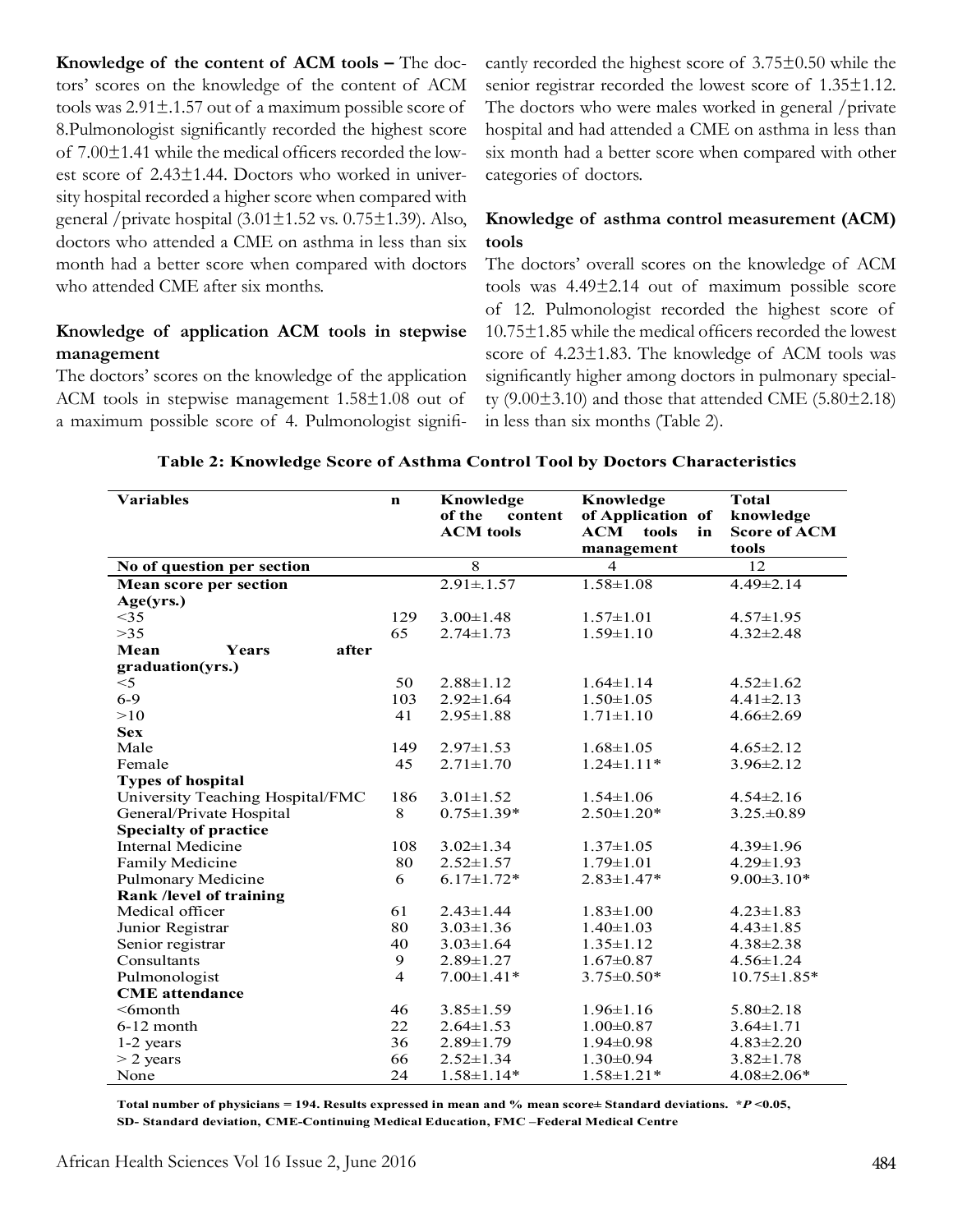**Knowledge of the content of ACM tools –** The doctors' scores on the knowledge of the content of ACM tools was 2.91±.1.57 out of a maximum possible score of 8.Pulmonologist significantly recorded the highest score of 7.00±1.41 while the medical officers recorded the lowest score of 2.43±1.44. Doctors who worked in university hospital recorded a higher score when compared with general /private hospital (3.01±1.52 vs. 0.75±1.39). Also, doctors who attended a CME on asthma in less than six month had a better score when compared with doctors who attended CME after six months.

### Knowledge of application ACM tools in stepwise management

The doctors' scores on the knowledge of the application ACM tools in stepwise management 1.58±1.08 out of a maximum possible score of 4. Pulmonologist significantly recorded the highest score of 3.75±0.50 while the senior registrar recorded the lowest score of 1.35±1.12. The doctors who were males worked in general /private hospital and had attended a CME on asthma in less than six month had a better score when compared with other categories of doctors.

### Knowledge of asthma control measurement (ACM) tools

The doctors' overall scores on the knowledge of ACM tools was 4.49±2.14 out of maximum possible score of 12. Pulmonologist recorded the highest score of 10.75±1.85 while the medical officers recorded the lowest score of 4.23±1.83. The knowledge of ACM tools was significantly higher among doctors in pulmonary specialty (9.00±3.10) and those that attended CME (5.80±2.18) in less than six months (Table 2).

**Table 2: Knowledge Score of Asthma Control Tool by Doctors Characteristics**

| Variables | n | Knowledge of the content ACM tools | Knowledge of Application of ACM tools in management | Total knowledge Score of ACM tools |
|---|---|---|---|---|
| **No of question per section** | | 8 | 4 | 12 |
| **Mean score per section** | | 2.91±.1.57 | 1.58±1.08 | 4.49±2.14 |
| **Age(yrs.)** | | | | |
| <35 | 129 | 3.00±1.48 | 1.57±1.01 | 4.57±1.95 |
| >35 | 65 | 2.74±1.73 | 1.59±1.10 | 4.32±2.48 |
| **Mean Years after graduation(yrs.)** | | | | |
| <5 | 50 | 2.88±1.12 | 1.64±1.14 | 4.52±1.62 |
| 6-9 | 103 | 2.92±1.64 | 1.50±1.05 | 4.41±2.13 |
| >10 | 41 | 2.95±1.88 | 1.71±1.10 | 4.66±2.69 |
| **Sex** | | | | |
| Male | 149 | 2.97±1.53 | 1.68±1.05 | 4.65±2.12 |
| Female | 45 | 2.71±1.70 | 1.24±1.11* | 3.96±2.12 |
| **Types of hospital** | | | | |
| University Teaching Hospital/FMC | 186 | 3.01±1.52 | 1.54±1.06 | 4.54±2.16 |
| General/Private Hospital | 8 | 0.75±1.39* | 2.50±1.20* | 3.25.±0.89 |
| **Specialty of practice** | | | | |
| Internal Medicine | 108 | 3.02±1.34 | 1.37±1.05 | 4.39±1.96 |
| Family Medicine | 80 | 2.52±1.57 | 1.79±1.01 | 4.29±1.93 |
| Pulmonary Medicine | 6 | 6.17±1.72* | 2.83±1.47* | 9.00±3.10* |
| **Rank /level of training** | | | | |
| Medical officer | 61 | 2.43±1.44 | 1.83±1.00 | 4.23±1.83 |
| Junior Registrar | 80 | 3.03±1.36 | 1.40±1.03 | 4.43±1.85 |
| Senior registrar | 40 | 3.03±1.64 | 1.35±1.12 | 4.38±2.38 |
| Consultants | 9 | 2.89±1.27 | 1.67±0.87 | 4.56±1.24 |
| Pulmonologist | 4 | 7.00±1.41* | 3.75±0.50* | 10.75±1.85* |
| **CME attendance** | | | | |
| <6month | 46 | 3.85±1.59 | 1.96±1.16 | 5.80±2.18 |
| 6-12 month | 22 | 2.64±1.53 | 1.00±0.87 | 3.64±1.71 |
| 1-2 years | 36 | 2.89±1.79 | 1.94±0.98 | 4.83±2.20 |
| > 2 years | 66 | 2.52±1.34 | 1.30±0.94 | 3.82±1.78 |
| None | 24 | 1.58±1.14* | 1.58±1.21* | 4.08±2.06* |

**Total number of physicians = 194. Results expressed in mean and % mean score± Standard deviations. *$P$<0.05, SD- Standard deviation, CME-Continuing Medical Education, FMC –Federal Medical Centre**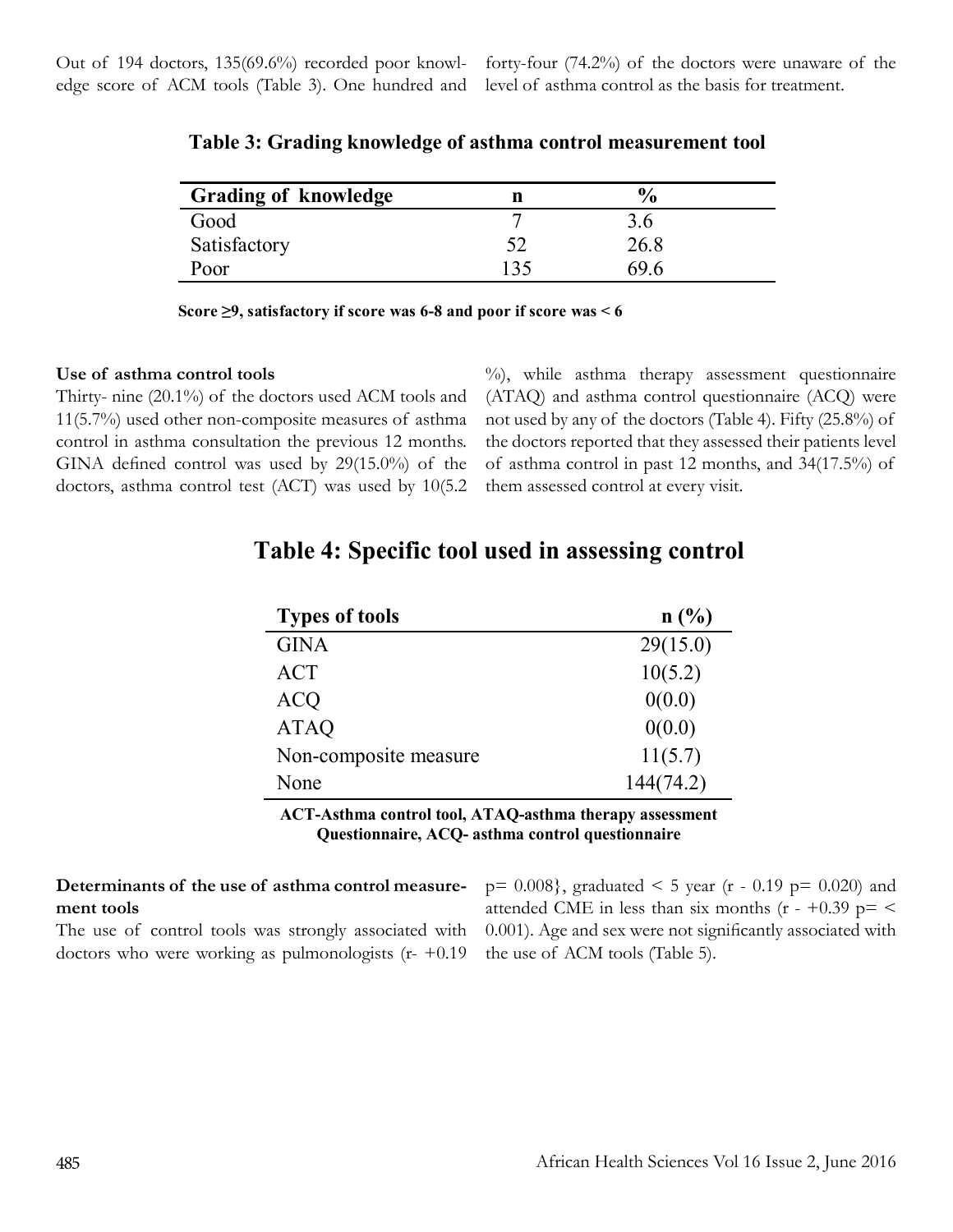Out of 194 doctors, 135(69.6%) recorded poor knowledge score of ACM tools (Table 3). One hundred and forty-four (74.2%) of the doctors were unaware of the level of asthma control as the basis for treatment.

**Table 3: Grading knowledge of asthma control measurement tool**

| Grading of knowledge | n | % |
|---|---|---|
| Good | 7 | 3.6 |
| Satisfactory | 52 | 26.8 |
| Poor | 135 | 69.6 |

**Score ≥9, satisfactory if score was 6-8 and poor if score was < 6**

**Use of asthma control tools**

Thirty- nine (20.1%) of the doctors used ACM tools and 11(5.7%) used other non-composite measures of asthma control in asthma consultation the previous 12 months. GINA defined control was used by 29(15.0%) of the doctors, asthma control test (ACT) was used by 10(5.2 %), while asthma therapy assessment questionnaire (ATAQ) and asthma control questionnaire (ACQ) were not used by any of the doctors (Table 4). Fifty (25.8%) of the doctors reported that they assessed their patients level of asthma control in past 12 months, and 34(17.5%) of them assessed control at every visit.

## Table 4: Specific tool used in assessing control

| Types of tools | n (%) |
|---|---|
| GINA | 29(15.0) |
| ACT | 10(5.2) |
| ACQ | 0(0.0) |
| ATAQ | 0(0.0) |
| Non-composite measure | 11(5.7) |
| None | 144(74.2) |

**ACT-Asthma control tool, ATAQ-asthma therapy assessment Questionnaire, ACQ- asthma control questionnaire**

**Determinants of the use of asthma control measurement tools**

The use of control tools was strongly associated with doctors who were working as pulmonologists (r- +0.19 p= 0.008}, graduated < 5 year (r - 0.19 p= 0.020) and attended CME in less than six months (r - +0.39 p= < 0.001). Age and sex were not significantly associated with the use of ACM tools (Table 5).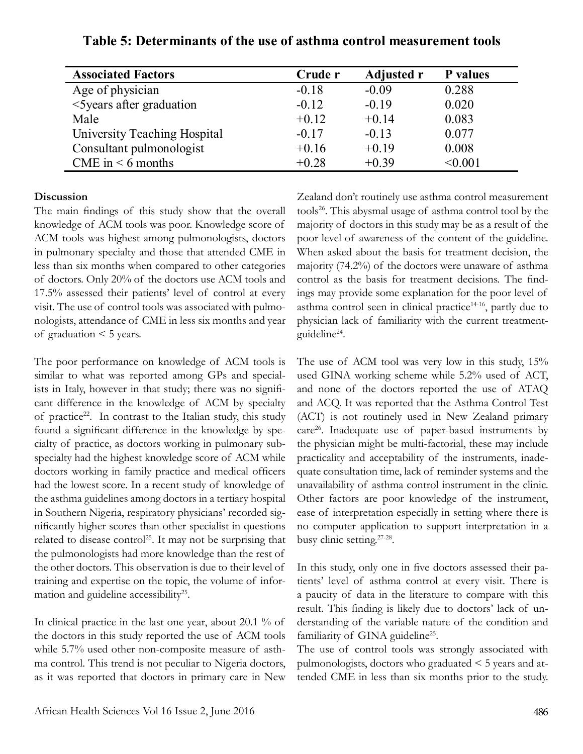**Table 5: Determinants of the use of asthma control measurement tools**

| Associated Factors | Crude r | Adjusted r | P values |
|---|---|---|---|
| Age of physician | -0.18 | -0.09 | 0.288 |
| <5years after graduation | -0.12 | -0.19 | 0.020 |
| Male | +0.12 | +0.14 | 0.083 |
| University Teaching Hospital | -0.17 | -0.13 | 0.077 |
| Consultant pulmonologist | +0.16 | +0.19 | 0.008 |
| CME in < 6 months | +0.28 | +0.39 | <0.001 |

**Discussion**

The main findings of this study show that the overall knowledge of ACM tools was poor. Knowledge score of ACM tools was highest among pulmonologists, doctors in pulmonary specialty and those that attended CME in less than six months when compared to other categories of doctors. Only 20% of the doctors use ACM tools and 17.5% assessed their patients' level of control at every visit. The use of control tools was associated with pulmonologists, attendance of CME in less six months and year of graduation < 5 years.

The poor performance on knowledge of ACM tools is similar to what was reported among GPs and specialists in Italy, however in that study; there was no significant difference in the knowledge of ACM by specialty of practice[22]. In contrast to the Italian study, this study found a significant difference in the knowledge by specialty of practice, as doctors working in pulmonary subspecialty had the highest knowledge score of ACM while doctors working in family practice and medical officers had the lowest score. In a recent study of knowledge of the asthma guidelines among doctors in a tertiary hospital in Southern Nigeria, respiratory physicians' recorded significantly higher scores than other specialist in questions related to disease control[25]. It may not be surprising that the pulmonologists had more knowledge than the rest of the other doctors. This observation is due to their level of training and expertise on the topic, the volume of information and guideline accessibility[25].

In clinical practice in the last one year, about 20.1 % of the doctors in this study reported the use of ACM tools while 5.7% used other non-composite measure of asthma control. This trend is not peculiar to Nigeria doctors, as it was reported that doctors in primary care in New Zealand don't routinely use asthma control measurement tools[26]. This abysmal usage of asthma control tool by the majority of doctors in this study may be as a result of the poor level of awareness of the content of the guideline. When asked about the basis for treatment decision, the majority (74.2%) of the doctors were unaware of asthma control as the basis for treatment decisions. The findings may provide some explanation for the poor level of asthma control seen in clinical practice[14-16], partly due to physician lack of familiarity with the current treatment-guideline[24].

The use of ACM tool was very low in this study, 15% used GINA working scheme while 5.2% used of ACT, and none of the doctors reported the use of ATAQ and ACQ. It was reported that the Asthma Control Test (ACT) is not routinely used in New Zealand primary care[26]. Inadequate use of paper-based instruments by the physician might be multi-factorial, these may include practicality and acceptability of the instruments, inadequate consultation time, lack of reminder systems and the unavailability of asthma control instrument in the clinic. Other factors are poor knowledge of the instrument, ease of interpretation especially in setting where there is no computer application to support interpretation in a busy clinic setting.[27-28].

In this study, only one in five doctors assessed their patients' level of asthma control at every visit. There is a paucity of data in the literature to compare with this result. This finding is likely due to doctors' lack of understanding of the variable nature of the condition and familiarity of GINA guideline[25].

The use of control tools was strongly associated with pulmonologists, doctors who graduated < 5 years and attended CME in less than six months prior to the study.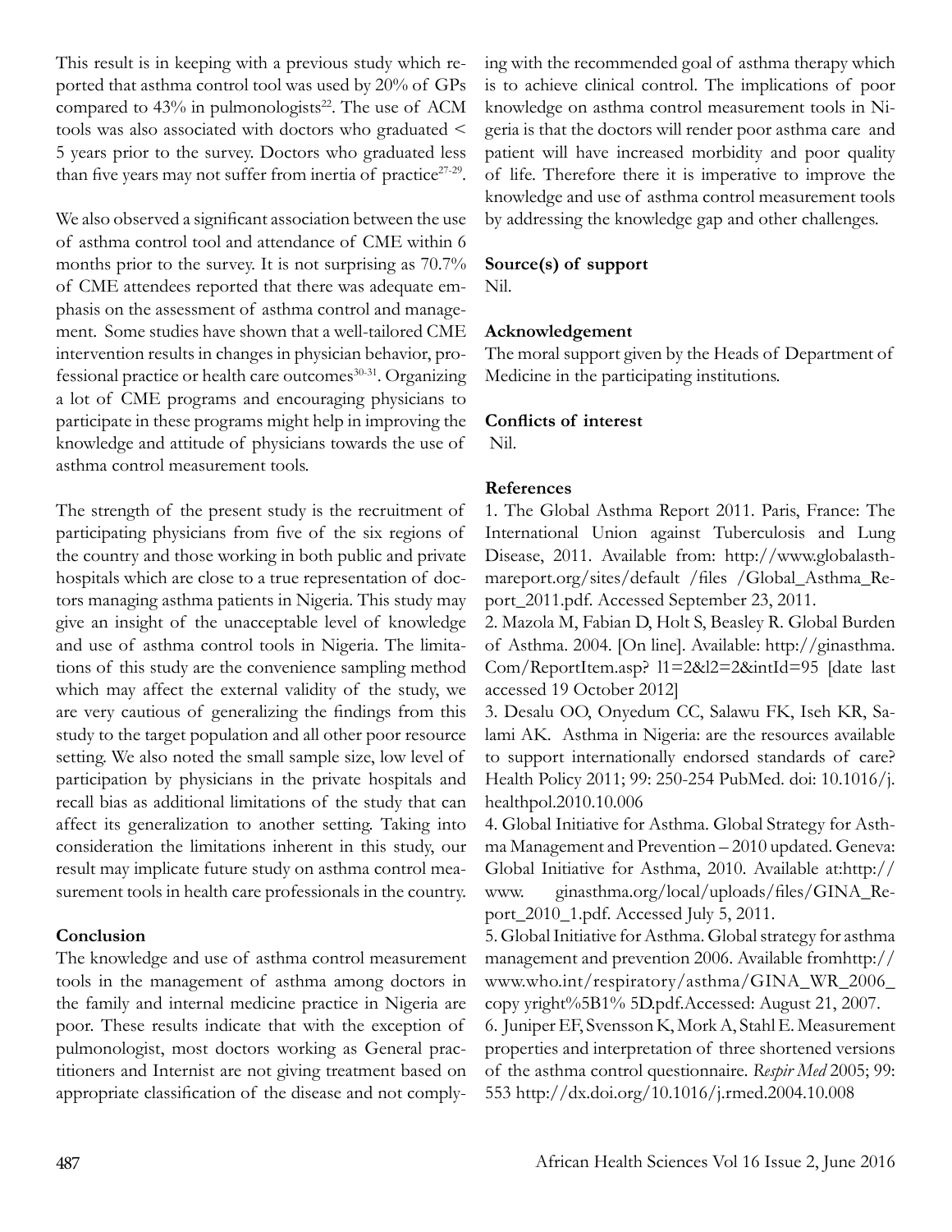This result is in keeping with a previous study which reported that asthma control tool was used by 20% of GPs compared to 43% in pulmonologists[22]. The use of ACM tools was also associated with doctors who graduated < 5 years prior to the survey. Doctors who graduated less than five years may not suffer from inertia of practice[27-29].

We also observed a significant association between the use of asthma control tool and attendance of CME within 6 months prior to the survey. It is not surprising as 70.7% of CME attendees reported that there was adequate emphasis on the assessment of asthma control and management. Some studies have shown that a well-tailored CME intervention results in changes in physician behavior, professional practice or health care outcomes[30-31]. Organizing a lot of CME programs and encouraging physicians to participate in these programs might help in improving the knowledge and attitude of physicians towards the use of asthma control measurement tools.

The strength of the present study is the recruitment of participating physicians from five of the six regions of the country and those working in both public and private hospitals which are close to a true representation of doctors managing asthma patients in Nigeria. This study may give an insight of the unacceptable level of knowledge and use of asthma control tools in Nigeria. The limitations of this study are the convenience sampling method which may affect the external validity of the study, we are very cautious of generalizing the findings from this study to the target population and all other poor resource setting. We also noted the small sample size, low level of participation by physicians in the private hospitals and recall bias as additional limitations of the study that can affect its generalization to another setting. Taking into consideration the limitations inherent in this study, our result may implicate future study on asthma control measurement tools in health care professionals in the country.

## Conclusion

The knowledge and use of asthma control measurement tools in the management of asthma among doctors in the family and internal medicine practice in Nigeria are poor. These results indicate that with the exception of pulmonologist, most doctors working as General practitioners and Internist are not giving treatment based on appropriate classification of the disease and not complying with the recommended goal of asthma therapy which is to achieve clinical control. The implications of poor knowledge on asthma control measurement tools in Nigeria is that the doctors will render poor asthma care and patient will have increased morbidity and poor quality of life. Therefore there it is imperative to improve the knowledge and use of asthma control measurement tools by addressing the knowledge gap and other challenges.

## Source(s) of support

Nil.

## Acknowledgement

The moral support given by the Heads of Department of Medicine in the participating institutions.

## Conflicts of interest

Nil.

## References

1. The Global Asthma Report 2011. Paris, France: The International Union against Tuberculosis and Lung Disease, 2011. Available from: http://www.globalasthmareport.org/sites/default /files /Global_Asthma_Report_2011.pdf. Accessed September 23, 2011.
2. Mazola M, Fabian D, Holt S, Beasley R. Global Burden of Asthma. 2004. [On line]. Available: http://ginasthma.Com/ReportItem.asp? l1=2&l2=2&intId=95 [date last accessed 19 October 2012]
3. Desalu OO, Onyedum CC, Salawu FK, Iseh KR, Salami AK. Asthma in Nigeria: are the resources available to support internationally endorsed standards of care? Health Policy 2011; 99: 250-254 PubMed. doi: 10.1016/j.healthpol.2010.10.006
4. Global Initiative for Asthma. Global Strategy for Asthma Management and Prevention – 2010 updated. Geneva: Global Initiative for Asthma, 2010. Available at:http://www. ginasthma.org/local/uploads/files/GINA_Report_2010_1.pdf. Accessed July 5, 2011.
5. Global Initiative for Asthma. Global strategy for asthma management and prevention 2006. Available fromhttp://www.who.int/respiratory/asthma/GINA_WR_2006_copy yright%5B1% 5D.pdf.Accessed: August 21, 2007.
6. Juniper EF, Svensson K, Mork A, Stahl E. Measurement properties and interpretation of three shortened versions of the asthma control questionnaire. *Respir Med* 2005; 99: 553 http://dx.doi.org/10.1016/j.rmed.2004.10.008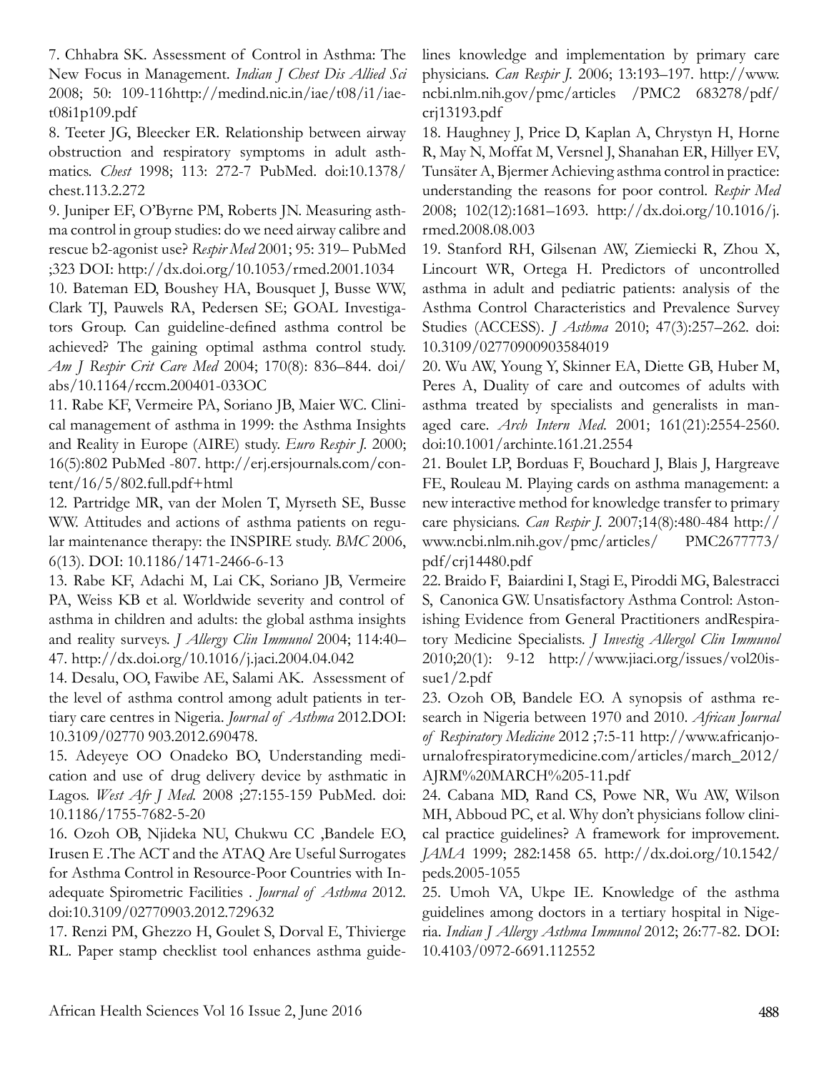7. Chhabra SK. Assessment of Control in Asthma: The New Focus in Management. *Indian J Chest Dis Allied Sci* 2008; 50: 109-116http://medind.nic.in/iae/t08/i1/iaet08i1p109.pdf

8. Teeter JG, Bleecker ER. Relationship between airway obstruction and respiratory symptoms in adult asthmatics. *Chest* 1998; 113: 272-7 PubMed. doi:10.1378/chest.113.2.272

9. Juniper EF, O'Byrne PM, Roberts JN. Measuring asthma control in group studies: do we need airway calibre and rescue b2-agonist use? *Respir Med* 2001; 95: 319– PubMed ;323 DOI: http://dx.doi.org/10.1053/rmed.2001.1034

10. Bateman ED, Boushey HA, Bousquet J, Busse WW, Clark TJ, Pauwels RA, Pedersen SE; GOAL Investigators Group. Can guideline-defined asthma control be achieved? The gaining optimal asthma control study. *Am J Respir Crit Care Med* 2004; 170(8): 836–844. doi/abs/10.1164/rccm.200401-033OC

11. Rabe KF, Vermeire PA, Soriano JB, Maier WC. Clinical management of asthma in 1999: the Asthma Insights and Reality in Europe (AIRE) study. *Euro Respir J.* 2000; 16(5):802 PubMed -807. http://erj.ersjournals.com/content/16/5/802.full.pdf+html

12. Partridge MR, van der Molen T, Myrseth SE, Busse WW. Attitudes and actions of asthma patients on regular maintenance therapy: the INSPIRE study. *BMC* 2006, 6(13). DOI: 10.1186/1471-2466-6-13

13. Rabe KF, Adachi M, Lai CK, Soriano JB, Vermeire PA, Weiss KB et al. Worldwide severity and control of asthma in children and adults: the global asthma insights and reality surveys. *J Allergy Clin Immunol* 2004; 114:40–47. http://dx.doi.org/10.1016/j.jaci.2004.04.042

14. Desalu, OO, Fawibe AE, Salami AK. Assessment of the level of asthma control among adult patients in tertiary care centres in Nigeria. *Journal of Asthma* 2012.DOI: 10.3109/02770 903.2012.690478.

15. Adeyeye OO Onadeko BO, Understanding medication and use of drug delivery device by asthmatic in Lagos. *West Afr J Med.* 2008 ;27:155-159 PubMed. doi: 10.1186/1755-7682-5-20

16. Ozoh OB, Njideka NU, Chukwu CC ,Bandele EO, Irusen E .The ACT and the ATAQ Are Useful Surrogates for Asthma Control in Resource-Poor Countries with Inadequate Spirometric Facilities . *Journal of Asthma* 2012. doi:10.3109/02770903.2012.729632

17. Renzi PM, Ghezzo H, Goulet S, Dorval E, Thivierge RL. Paper stamp checklist tool enhances asthma guidelines knowledge and implementation by primary care physicians. *Can Respir J.* 2006; 13:193–197. http://www.ncbi.nlm.nih.gov/pmc/articles /PMC2 683278/pdf/crj13193.pdf

18. Haughney J, Price D, Kaplan A, Chrystyn H, Horne R, May N, Moffat M, Versnel J, Shanahan ER, Hillyer EV, Tunsäter A, Bjermer Achieving asthma control in practice: understanding the reasons for poor control. *Respir Med* 2008; 102(12):1681–1693. http://dx.doi.org/10.1016/j.rmed.2008.08.003

19. Stanford RH, Gilsenan AW, Ziemiecki R, Zhou X, Lincourt WR, Ortega H. Predictors of uncontrolled asthma in adult and pediatric patients: analysis of the Asthma Control Characteristics and Prevalence Survey Studies (ACCESS). *J Asthma* 2010; 47(3):257–262. doi: 10.3109/02770900903584019

20. Wu AW, Young Y, Skinner EA, Diette GB, Huber M, Peres A, Duality of care and outcomes of adults with asthma treated by specialists and generalists in managed care. *Arch Intern Med.* 2001; 161(21):2554-2560. doi:10.1001/archinte.161.21.2554

21. Boulet LP, Borduas F, Bouchard J, Blais J, Hargreave FE, Rouleau M. Playing cards on asthma management: a new interactive method for knowledge transfer to primary care physicians. *Can Respir J.* 2007;14(8):480-484 http://www.ncbi.nlm.nih.gov/pmc/articles/ PMC2677773/pdf/crj14480.pdf

22. Braido F, Baiardini I, Stagi E, Piroddi MG, Balestracci S, Canonica GW. Unsatisfactory Asthma Control: Astonishing Evidence from General Practitioners andRespiratory Medicine Specialists. *J Investig Allergol Clin Immunol* 2010;20(1): 9-12 http://www.jiaci.org/issues/vol20issue1/2.pdf

23. Ozoh OB, Bandele EO. A synopsis of asthma research in Nigeria between 1970 and 2010. *African Journal of Respiratory Medicine* 2012 ;7:5-11 http://www.africanjournalofrespiratorymedicine.com/articles/march_2012/AJRM%20MARCH%205-11.pdf

24. Cabana MD, Rand CS, Powe NR, Wu AW, Wilson MH, Abboud PC, et al. Why don't physicians follow clinical practice guidelines? A framework for improvement. *JAMA* 1999; 282:1458 65. http://dx.doi.org/10.1542/peds.2005-1055

25. Umoh VA, Ukpe IE. Knowledge of the asthma guidelines among doctors in a tertiary hospital in Nigeria. *Indian J Allergy Asthma Immunol* 2012; 26:77-82. DOI: 10.4103/0972-6691.112552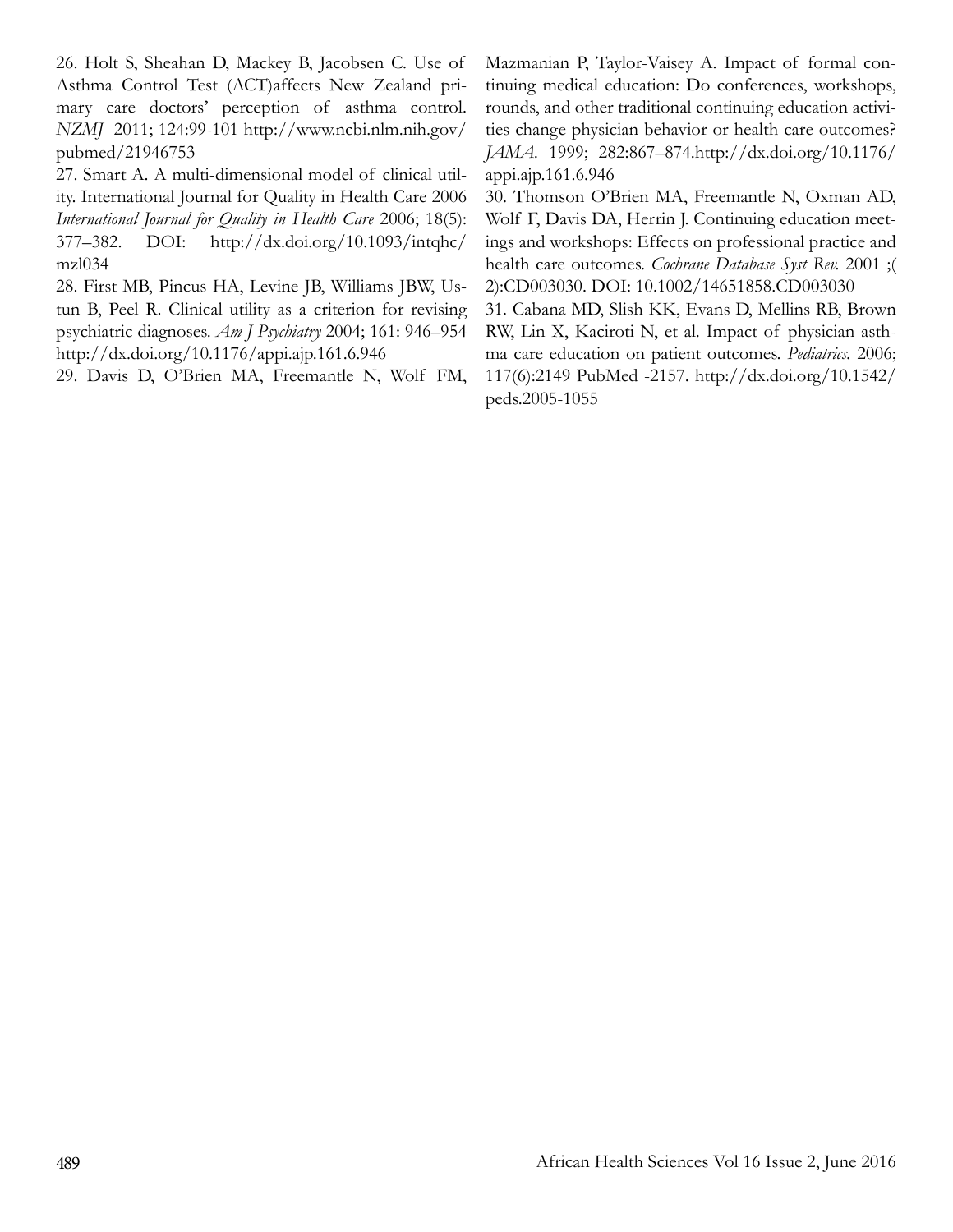26. Holt S, Sheahan D, Mackey B, Jacobsen C. Use of Asthma Control Test (ACT)affects New Zealand primary care doctors' perception of asthma control. *NZMJ* 2011; 124:99-101 http://www.ncbi.nlm.nih.gov/pubmed/21946753

27. Smart A. A multi-dimensional model of clinical utility. International Journal for Quality in Health Care 2006 *International Journal for Quality in Health Care* 2006; 18(5): 377–382. DOI: http://dx.doi.org/10.1093/intqhc/mzl034

28. First MB, Pincus HA, Levine JB, Williams JBW, Ustun B, Peel R. Clinical utility as a criterion for revising psychiatric diagnoses. *Am J Psychiatry* 2004; 161: 946–954 http://dx.doi.org/10.1176/appi.ajp.161.6.946

29. Davis D, O'Brien MA, Freemantle N, Wolf FM, Mazmanian P, Taylor-Vaisey A. Impact of formal continuing medical education: Do conferences, workshops, rounds, and other traditional continuing education activities change physician behavior or health care outcomes? *JAMA*. 1999; 282:867–874.http://dx.doi.org/10.1176/appi.ajp.161.6.946

30. Thomson O'Brien MA, Freemantle N, Oxman AD, Wolf F, Davis DA, Herrin J. Continuing education meetings and workshops: Effects on professional practice and health care outcomes. *Cochrane Database Syst Rev.* 2001 ;(2):CD003030. DOI: 10.1002/14651858.CD003030

31. Cabana MD, Slish KK, Evans D, Mellins RB, Brown RW, Lin X, Kaciroti N, et al. Impact of physician asthma care education on patient outcomes. *Pediatrics.* 2006; 117(6):2149 PubMed -2157. http://dx.doi.org/10.1542/peds.2005-1055